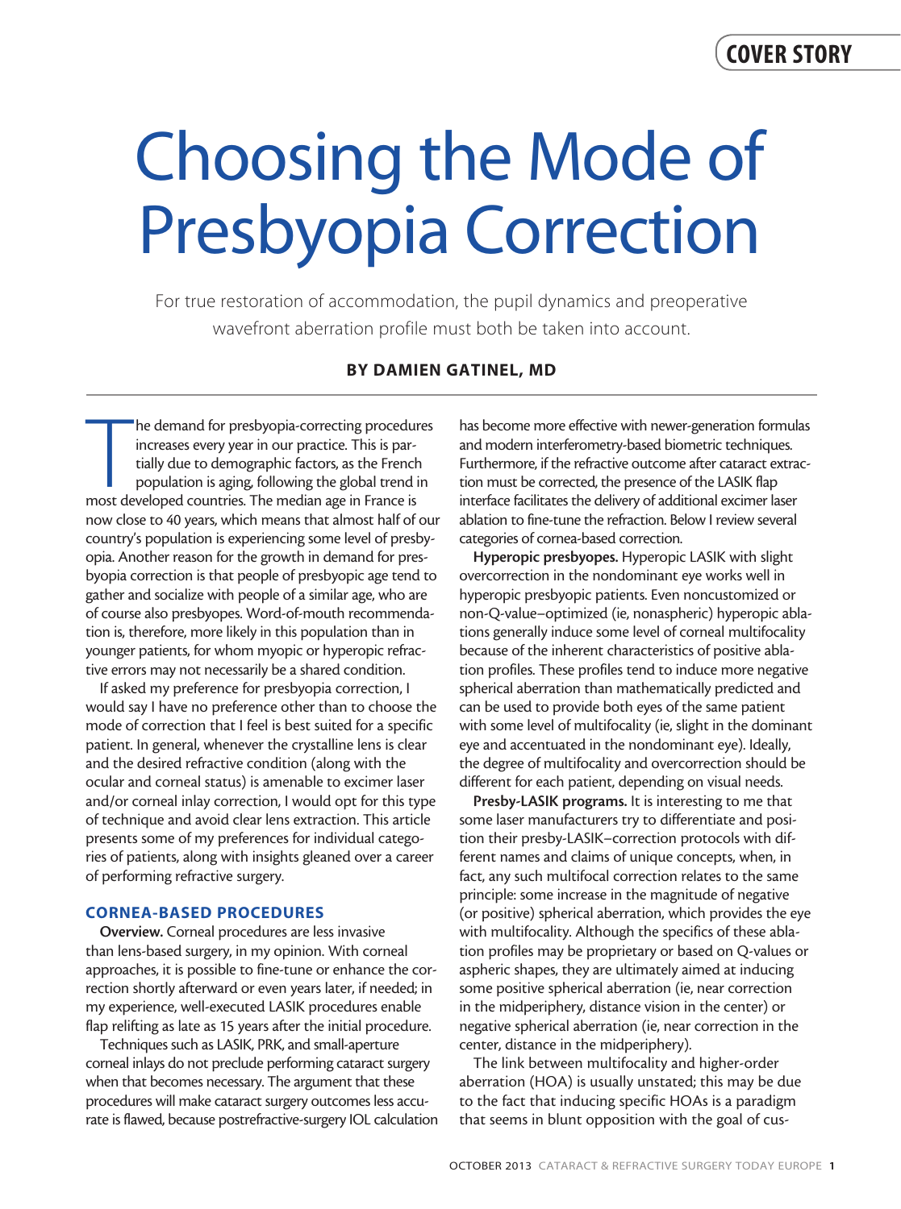# Choosing the Mode of Presbyopia Correction

For true restoration of accommodation, the pupil dynamics and preoperative wavefront aberration profile must both be taken into account.

**BY DAMIEN GATINEL, MD**

The demand for presbyopia-correcting procedures increases every year in our practice. This is partially due to demographic factors, as the French population is aging, following the global trend in most developed countries. The median age in France is now close to 40 years, which means that almost half of our country's population is experiencing some level of presbyopia. Another reason for the growth in demand for presbyopia correction is that people of presbyopic age tend to gather and socialize with people of a similar age, who are of course also presbyopes. Word-of-mouth recommendation is, therefore, more likely in this population than in younger patients, for whom myopic or hyperopic refractive errors may not necessarily be a shared condition.

If asked my preference for presbyopia correction, I would say I have no preference other than to choose the mode of correction that I feel is best suited for a specific patient. In general, whenever the crystalline lens is clear and the desired refractive condition (along with the ocular and corneal status) is amenable to excimer laser and/or corneal inlay correction, I would opt for this type of technique and avoid clear lens extraction. This article presents some of my preferences for individual categories of patients, along with insights gleaned over a career of performing refractive surgery.

## CORNEA-BASED PROCEDURES

**Overview.** Corneal procedures are less invasive than lens-based surgery, in my opinion. With corneal approaches, it is possible to fine-tune or enhance the correction shortly afterward or even years later, if needed; in my experience, well-executed LASIK procedures enable flap relifting as late as 15 years after the initial procedure.

Techniques such as LASIK, PRK, and small-aperture corneal inlays do not preclude performing cataract surgery when that becomes necessary. The argument that these procedures will make cataract surgery outcomes less accurate is flawed, because postrefractive-surgery IOL calculation has become more effective with newer-generation formulas and modern interferometry-based biometric techniques. Furthermore, if the refractive outcome after cataract extraction must be corrected, the presence of the LASIK flap interface facilitates the delivery of additional excimer laser ablation to fine-tune the refraction. Below I review several categories of cornea-based correction.

**Hyperopic presbyopes.** Hyperopic LASIK with slight overcorrection in the nondominant eye works well in hyperopic presbyopic patients. Even noncustomized or non-Q-value–optimized (ie, nonaspheric) hyperopic ablations generally induce some level of corneal multifocality because of the inherent characteristics of positive ablation profiles. These profiles tend to induce more negative spherical aberration than mathematically predicted and can be used to provide both eyes of the same patient with some level of multifocality (ie, slight in the dominant eye and accentuated in the nondominant eye). Ideally, the degree of multifocality and overcorrection should be different for each patient, depending on visual needs.

**Presby-LASIK programs.** It is interesting to me that some laser manufacturers try to differentiate and position their presby-LASIK–correction protocols with different names and claims of unique concepts, when, in fact, any such multifocal correction relates to the same principle: some increase in the magnitude of negative (or positive) spherical aberration, which provides the eye with multifocality. Although the specifics of these ablation profiles may be proprietary or based on Q-values or aspheric shapes, they are ultimately aimed at inducing some positive spherical aberration (ie, near correction in the midperiphery, distance vision in the center) or negative spherical aberration (ie, near correction in the center, distance in the midperiphery).

The link between multifocality and higher-order aberration (HOA) is usually unstated; this may be due to the fact that inducing specific HOAs is a paradigm that seems in blunt opposition with the goal of cus-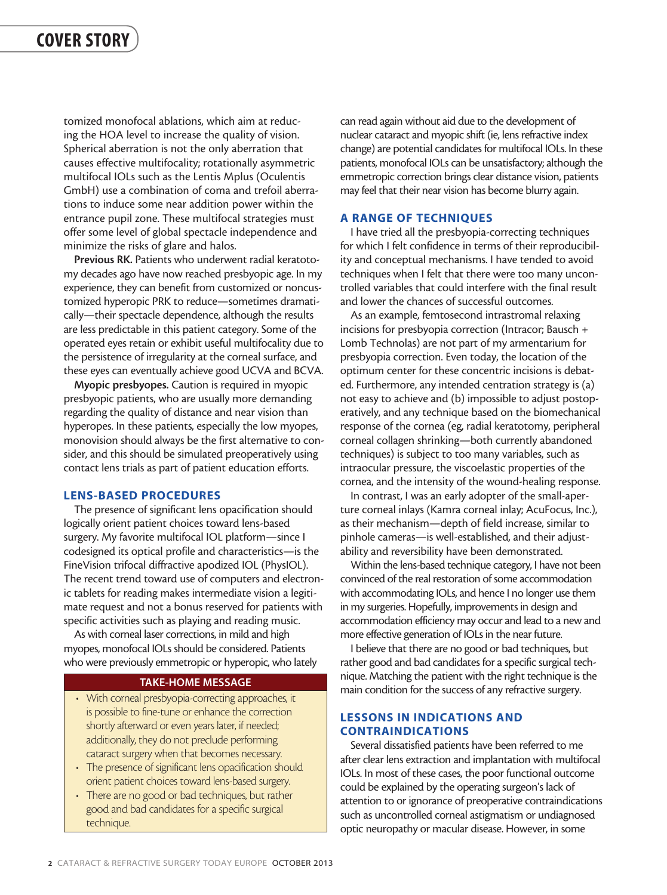tomized monofocal ablations, which aim at reducing the HOA level to increase the quality of vision. Spherical aberration is not the only aberration that causes effective multifocality; rotationally asymmetric multifocal IOLs such as the Lentis Mplus (Oculentis GmbH) use a combination of coma and trefoil aberrations to induce some near addition power within the entrance pupil zone. These multifocal strategies must offer some level of global spectacle independence and minimize the risks of glare and halos.

**Previous RK.** Patients who underwent radial keratotomy decades ago have now reached presbyopic age. In my experience, they can benefit from customized or noncustomized hyperopic PRK to reduce—sometimes dramatically—their spectacle dependence, although the results are less predictable in this patient category. Some of the operated eyes retain or exhibit useful multifocality due to the persistence of irregularity at the corneal surface, and these eyes can eventually achieve good UCVA and BCVA.

**Myopic presbyopes.** Caution is required in myopic presbyopic patients, who are usually more demanding regarding the quality of distance and near vision than hyperopes. In these patients, especially the low myopes, monovision should always be the first alternative to consider, and this should be simulated preoperatively using contact lens trials as part of patient education efforts.

## LENS-BASED PROCEDURES

The presence of significant lens opacification should logically orient patient choices toward lens-based surgery. My favorite multifocal IOL platform—since I codesigned its optical profile and characteristics—is the FineVision trifocal diffractive apodized IOL (PhysIOL). The recent trend toward use of computers and electronic tablets for reading makes intermediate vision a legitimate request and not a bonus reserved for patients with specific activities such as playing and reading music.

As with corneal laser corrections, in mild and high myopes, monofocal IOLs should be considered. Patients who were previously emmetropic or hyperopic, who lately can read again without aid due to the development of nuclear cataract and myopic shift (ie, lens refractive index change) are potential candidates for multifocal IOLs. In these patients, monofocal IOLs can be unsatisfactory; although the emmetropic correction brings clear distance vision, patients may feel that their near vision has become blurry again.

## A RANGE OF TECHNIQUES

I have tried all the presbyopia-correcting techniques for which I felt confidence in terms of their reproducibility and conceptual mechanisms. I have tended to avoid techniques when I felt that there were too many uncontrolled variables that could interfere with the final result and lower the chances of successful outcomes.

As an example, femtosecond intrastromal relaxing incisions for presbyopia correction (Intracor; Bausch + Lomb Technolas) are not part of my armentarium for presbyopia correction. Even today, the location of the optimum center for these concentric incisions is debated. Furthermore, any intended centration strategy is (a) not easy to achieve and (b) impossible to adjust postoperatively, and any technique based on the biomechanical response of the cornea (eg, radial keratotomy, peripheral corneal collagen shrinking—both currently abandoned techniques) is subject to too many variables, such as intraocular pressure, the viscoelastic properties of the cornea, and the intensity of the wound-healing response.

In contrast, I was an early adopter of the small-aperture corneal inlays (Kamra corneal inlay; AcuFocus, Inc.), as their mechanism—depth of field increase, similar to pinhole cameras—is well-established, and their adjustability and reversibility have been demonstrated.

Within the lens-based technique category, I have not been convinced of the real restoration of some accommodation with accommodating IOLs, and hence I no longer use them in my surgeries. Hopefully, improvements in design and accommodation efficiency may occur and lead to a new and more effective generation of IOLs in the near future.

I believe that there are no good or bad techniques, but rather good and bad candidates for a specific surgical technique. Matching the patient with the right technique is the main condition for the success of any refractive surgery.

## LESSONS IN INDICATIONS AND CONTRAINDICATIONS

Several dissatisfied patients have been referred to me after clear lens extraction and implantation with multifocal IOLs. In most of these cases, the poor functional outcome could be explained by the operating surgeon's lack of attention to or ignorance of preoperative contraindications such as uncontrolled corneal astigmatism or undiagnosed optic neuropathy or macular disease. However, in some

### TAKE-HOME MESSAGE

- With corneal presbyopia-correcting approaches, it is possible to fine-tune or enhance the correction shortly afterward or even years later, if needed; additionally, they do not preclude performing cataract surgery when that becomes necessary.
- The presence of significant lens opacification should orient patient choices toward lens-based surgery.
- There are no good or bad techniques, but rather good and bad candidates for a specific surgical technique.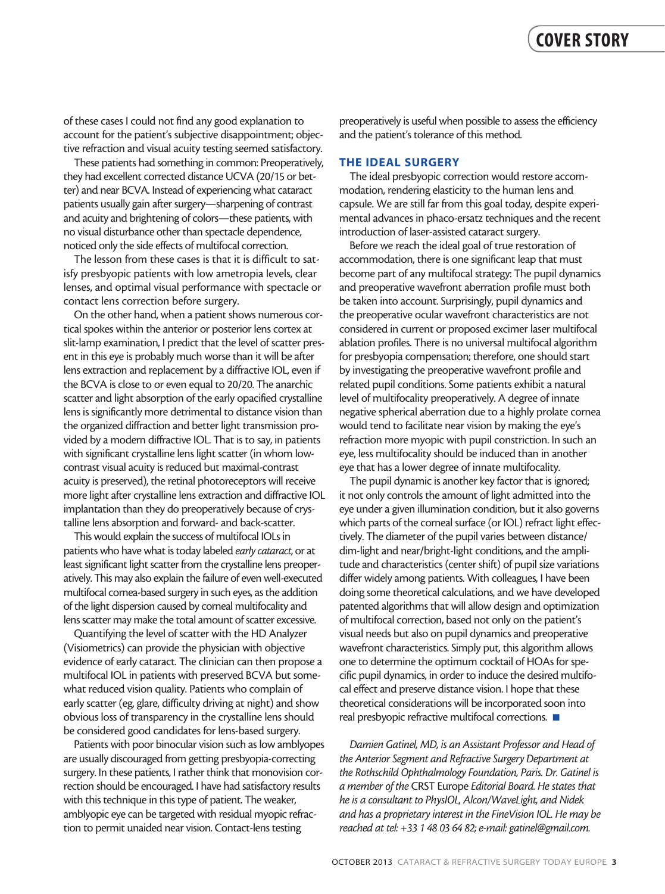of these cases I could not find any good explanation to account for the patient's subjective disappointment; objective refraction and visual acuity testing seemed satisfactory.

These patients had something in common: Preoperatively, they had excellent corrected distance UCVA (20/15 or better) and near BCVA. Instead of experiencing what cataract patients usually gain after surgery—sharpening of contrast and acuity and brightening of colors—these patients, with no visual disturbance other than spectacle dependence, noticed only the side effects of multifocal correction.

The lesson from these cases is that it is difficult to satisfy presbyopic patients with low ametropia levels, clear lenses, and optimal visual performance with spectacle or contact lens correction before surgery.

On the other hand, when a patient shows numerous cortical spokes within the anterior or posterior lens cortex at slit-lamp examination, I predict that the level of scatter present in this eye is probably much worse than it will be after lens extraction and replacement by a diffractive IOL, even if the BCVA is close to or even equal to 20/20. The anarchic scatter and light absorption of the early opacified crystalline lens is significantly more detrimental to distance vision than the organized diffraction and better light transmission provided by a modern diffractive IOL. That is to say, in patients with significant crystalline lens light scatter (in whom low-contrast visual acuity is reduced but maximal-contrast acuity is preserved), the retinal photoreceptors will receive more light after crystalline lens extraction and diffractive IOL implantation than they do preoperatively because of crystalline lens absorption and forward- and back-scatter.

This would explain the success of multifocal IOLs in patients who have what is today labeled *early cataract,* or at least significant light scatter from the crystalline lens preoperatively. This may also explain the failure of even well-executed multifocal cornea-based surgery in such eyes, as the addition of the light dispersion caused by corneal multifocality and lens scatter may make the total amount of scatter excessive.

Quantifying the level of scatter with the HD Analyzer (Visiometrics) can provide the physician with objective evidence of early cataract. The clinician can then propose a multifocal IOL in patients with preserved BCVA but somewhat reduced vision quality. Patients who complain of early scatter (eg, glare, difficulty driving at night) and show obvious loss of transparency in the crystalline lens should be considered good candidates for lens-based surgery.

Patients with poor binocular vision such as low amblyopes are usually discouraged from getting presbyopia-correcting surgery. In these patients, I rather think that monovision correction should be encouraged. I have had satisfactory results with this technique in this type of patient. The weaker, amblyopic eye can be targeted with residual myopic refraction to permit unaided near vision. Contact-lens testing preoperatively is useful when possible to assess the efficiency and the patient's tolerance of this method.

## THE IDEAL SURGERY

The ideal presbyopic correction would restore accommodation, rendering elasticity to the human lens and capsule. We are still far from this goal today, despite experimental advances in phaco-ersatz techniques and the recent introduction of laser-assisted cataract surgery.

Before we reach the ideal goal of true restoration of accommodation, there is one significant leap that must become part of any multifocal strategy: The pupil dynamics and preoperative wavefront aberration profile must both be taken into account. Surprisingly, pupil dynamics and the preoperative ocular wavefront characteristics are not considered in current or proposed excimer laser multifocal ablation profiles. There is no universal multifocal algorithm for presbyopia compensation; therefore, one should start by investigating the preoperative wavefront profile and related pupil conditions. Some patients exhibit a natural level of multifocality preoperatively. A degree of innate negative spherical aberration due to a highly prolate cornea would tend to facilitate near vision by making the eye's refraction more myopic with pupil constriction. In such an eye, less multifocality should be induced than in another eye that has a lower degree of innate multifocality.

The pupil dynamic is another key factor that is ignored; it not only controls the amount of light admitted into the eye under a given illumination condition, but it also governs which parts of the corneal surface (or IOL) refract light effectively. The diameter of the pupil varies between distance/dim-light and near/bright-light conditions, and the amplitude and characteristics (center shift) of pupil size variations differ widely among patients. With colleagues, I have been doing some theoretical calculations, and we have developed patented algorithms that will allow design and optimization of multifocal correction, based not only on the patient's visual needs but also on pupil dynamics and preoperative wavefront characteristics. Simply put, this algorithm allows one to determine the optimum cocktail of HOAs for specific pupil dynamics, in order to induce the desired multifocal effect and preserve distance vision. I hope that these theoretical considerations will be incorporated soon into real presbyopic refractive multifocal corrections. ■

*Damien Gatinel, MD, is an Assistant Professor and Head of the Anterior Segment and Refractive Surgery Department at the Rothschild Ophthalmology Foundation, Paris. Dr. Gatinel is a member of the* CRST Europe *Editorial Board. He states that he is a consultant to PhysIOL, Alcon/WaveLight, and Nidek and has a proprietary interest in the FineVision IOL. He may be reached at tel: +33 1 48 03 64 82; e-mail: gatinel@gmail.com.*